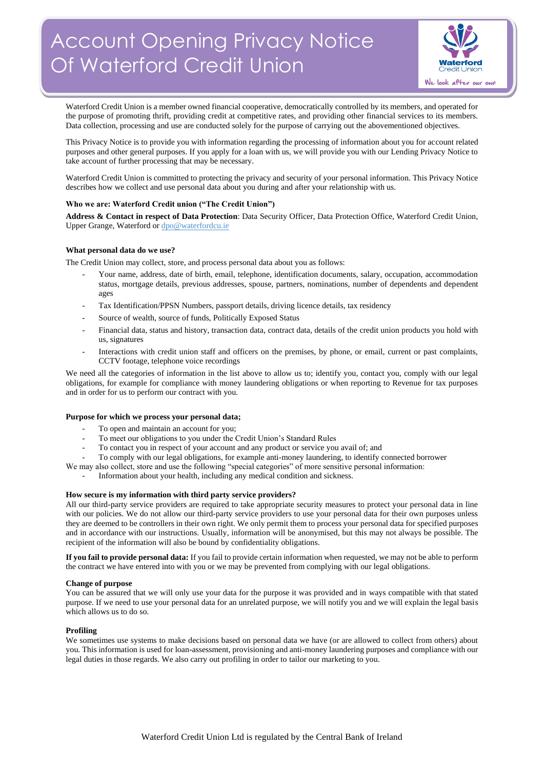# Account Opening Privacy Notice Of Waterford Credit Union

Waterford Credit Union is a member owned financial cooperative, democratically controlled by its members, and operated for the purpose of promoting thrift, providing credit at competitive rates, and providing other financial services to its members. Data collection, processing and use are conducted solely for the purpose of carrying out the abovementioned objectives.

This Privacy Notice is to provide you with information regarding the processing of information about you for account related purposes and other general purposes. If you apply for a loan with us, we will provide you with our Lending Privacy Notice to take account of further processing that may be necessary.

Waterford Credit Union is committed to protecting the privacy and security of your personal information. This Privacy Notice describes how we collect and use personal data about you during and after your relationship with us.

**Who we are: Waterford Credit union ("The Credit Union")**

**Address & Contact in respect of Data Protection**: Data Security Officer, Data Protection Office, Waterford Credit Union, Upper Grange, Waterford or dpo@waterfordcu.ie

**What personal data do we use?**

The Credit Union may collect, store, and process personal data about you as follows:

- Your name, address, date of birth, email, telephone, identification documents, salary, occupation, accommodation status, mortgage details, previous addresses, spouse, partners, nominations, number of dependents and dependent ages
- Tax Identification/PPSN Numbers, passport details, driving licence details, tax residency
- Source of wealth, source of funds, Politically Exposed Status
- Financial data, status and history, transaction data, contract data, details of the credit union products you hold with us, signatures
- Interactions with credit union staff and officers on the premises, by phone, or email, current or past complaints, CCTV footage, telephone voice recordings

We need all the categories of information in the list above to allow us to; identify you, contact you, comply with our legal obligations, for example for compliance with money laundering obligations or when reporting to Revenue for tax purposes and in order for us to perform our contract with you.

**Purpose for which we process your personal data;**

- To open and maintain an account for you;
- To meet our obligations to you under the Credit Union's Standard Rules
- To contact you in respect of your account and any product or service you avail of; and
- To comply with our legal obligations, for example anti-money laundering, to identify connected borrower

We may also collect, store and use the following "special categories" of more sensitive personal information:

- Information about your health, including any medical condition and sickness.

**How secure is my information with third party service providers?**

All our third-party service providers are required to take appropriate security measures to protect your personal data in line with our policies. We do not allow our third-party service providers to use your personal data for their own purposes unless they are deemed to be controllers in their own right. We only permit them to process your personal data for specified purposes and in accordance with our instructions. Usually, information will be anonymised, but this may not always be possible. The recipient of the information will also be bound by confidentiality obligations.

**If you fail to provide personal data:** If you fail to provide certain information when requested, we may not be able to perform the contract we have entered into with you or we may be prevented from complying with our legal obligations.

**Change of purpose**

You can be assured that we will only use your data for the purpose it was provided and in ways compatible with that stated purpose. If we need to use your personal data for an unrelated purpose, we will notify you and we will explain the legal basis which allows us to do so.

**Profiling**

We sometimes use systems to make decisions based on personal data we have (or are allowed to collect from others) about you. This information is used for loan-assessment, provisioning and anti-money laundering purposes and compliance with our legal duties in those regards. We also carry out profiling in order to tailor our marketing to you.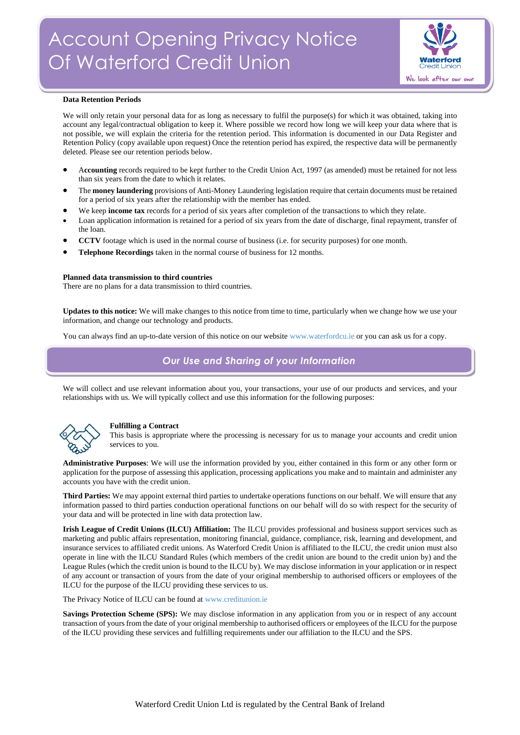**Data Retention Periods**

We will only retain your personal data for as long as necessary to fulfil the purpose(s) for which it was obtained, taking into account any legal/contractual obligation to keep it. Where possible we record how long we will keep your data where that is not possible, we will explain the criteria for the retention period. This information is documented in our Data Register and Retention Policy (copy available upon request) Once the retention period has expired, the respective data will be permanently deleted. Please see our retention periods below.

- **Accounting** records required to be kept further to the Credit Union Act, 1997 (as amended) must be retained for not less than six years from the date to which it relates.
- The **money laundering** provisions of Anti-Money Laundering legislation require that certain documents must be retained for a period of six years after the relationship with the member has ended.
- We keep **income tax** records for a period of six years after completion of the transactions to which they relate.
- Loan application information is retained for a period of six years from the date of discharge, final repayment, transfer of the loan.
- **CCTV** footage which is used in the normal course of business (i.e. for security purposes) for one month.
- **Telephone Recordings** taken in the normal course of business for 12 months.

**Planned data transmission to third countries**
There are no plans for a data transmission to third countries.

**Updates to this notice:** We will make changes to this notice from time to time, particularly when we change how we use your information, and change our technology and products.

You can always find an up-to-date version of this notice on our website www.waterfordcu.ie or you can ask us for a copy.

## *Our Use and Sharing of your Information*

We will collect and use relevant information about you, your transactions, your use of our products and services, and your relationships with us. We will typically collect and use this information for the following purposes:

**Fulfilling a Contract**
This basis is appropriate where the processing is necessary for us to manage your accounts and credit union services to you.

**Administrative Purposes**: We will use the information provided by you, either contained in this form or any other form or application for the purpose of assessing this application, processing applications you make and to maintain and administer any accounts you have with the credit union.

**Third Parties:** We may appoint external third parties to undertake operations functions on our behalf. We will ensure that any information passed to third parties conduction operational functions on our behalf will do so with respect for the security of your data and will be protected in line with data protection law.

**Irish League of Credit Unions (ILCU) Affiliation:** The ILCU provides professional and business support services such as marketing and public affairs representation, monitoring financial, guidance, compliance, risk, learning and development, and insurance services to affiliated credit unions. As Waterford Credit Union is affiliated to the ILCU, the credit union must also operate in line with the ILCU Standard Rules (which members of the credit union are bound to the credit union by) and the League Rules (which the credit union is bound to the ILCU by). We may disclose information in your application or in respect of any account or transaction of yours from the date of your original membership to authorised officers or employees of the ILCU for the purpose of the ILCU providing these services to us.

The Privacy Notice of ILCU can be found at www.creditunion.ie

**Savings Protection Scheme (SPS):** We may disclose information in any application from you or in respect of any account transaction of yours from the date of your original membership to authorised officers or employees of the ILCU for the purpose of the ILCU providing these services and fulfilling requirements under our affiliation to the ILCU and the SPS.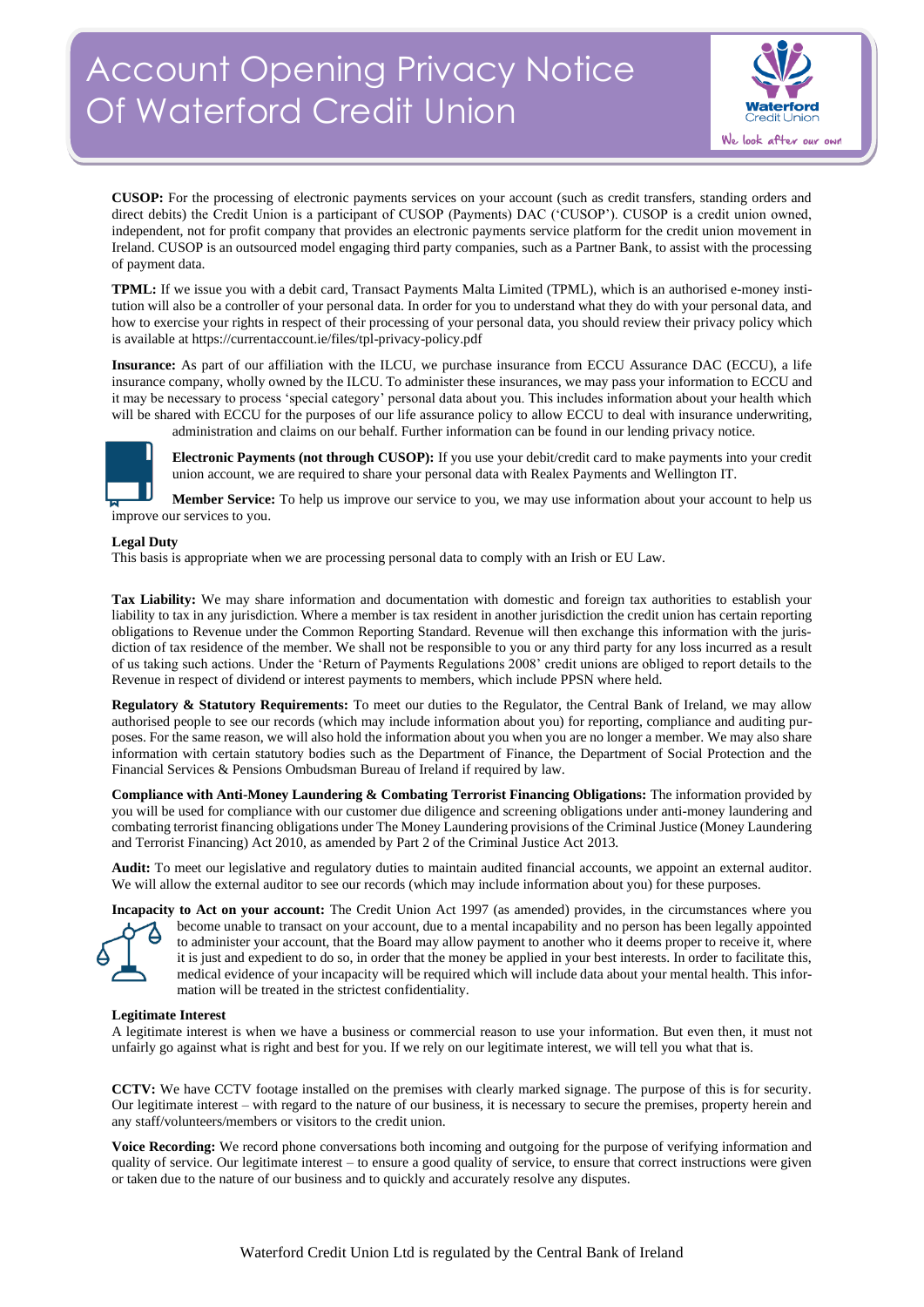**CUSOP:** For the processing of electronic payments services on your account (such as credit transfers, standing orders and direct debits) the Credit Union is a participant of CUSOP (Payments) DAC ('CUSOP'). CUSOP is a credit union owned, independent, not for profit company that provides an electronic payments service platform for the credit union movement in Ireland. CUSOP is an outsourced model engaging third party companies, such as a Partner Bank, to assist with the processing of payment data.

**TPML:** If we issue you with a debit card, Transact Payments Malta Limited (TPML), which is an authorised e-money institution will also be a controller of your personal data. In order for you to understand what they do with your personal data, and how to exercise your rights in respect of their processing of your personal data, you should review their privacy policy which is available at https://currentaccount.ie/files/tpl-privacy-policy.pdf

**Insurance:** As part of our affiliation with the ILCU, we purchase insurance from ECCU Assurance DAC (ECCU), a life insurance company, wholly owned by the ILCU. To administer these insurances, we may pass your information to ECCU and it may be necessary to process 'special category' personal data about you. This includes information about your health which will be shared with ECCU for the purposes of our life assurance policy to allow ECCU to deal with insurance underwriting, administration and claims on our behalf. Further information can be found in our lending privacy notice.

**Electronic Payments (not through CUSOP):** If you use your debit/credit card to make payments into your credit union account, we are required to share your personal data with Realex Payments and Wellington IT.

**Member Service:** To help us improve our service to you, we may use information about your account to help us improve our services to you.

**Legal Duty**

This basis is appropriate when we are processing personal data to comply with an Irish or EU Law.

**Tax Liability:** We may share information and documentation with domestic and foreign tax authorities to establish your liability to tax in any jurisdiction. Where a member is tax resident in another jurisdiction the credit union has certain reporting obligations to Revenue under the Common Reporting Standard. Revenue will then exchange this information with the jurisdiction of tax residence of the member. We shall not be responsible to you or any third party for any loss incurred as a result of us taking such actions. Under the 'Return of Payments Regulations 2008' credit unions are obliged to report details to the Revenue in respect of dividend or interest payments to members, which include PPSN where held.

**Regulatory & Statutory Requirements:** To meet our duties to the Regulator, the Central Bank of Ireland, we may allow authorised people to see our records (which may include information about you) for reporting, compliance and auditing purposes. For the same reason, we will also hold the information about you when you are no longer a member. We may also share information with certain statutory bodies such as the Department of Finance, the Department of Social Protection and the Financial Services & Pensions Ombudsman Bureau of Ireland if required by law.

**Compliance with Anti-Money Laundering & Combating Terrorist Financing Obligations:** The information provided by you will be used for compliance with our customer due diligence and screening obligations under anti-money laundering and combating terrorist financing obligations under The Money Laundering provisions of the Criminal Justice (Money Laundering and Terrorist Financing) Act 2010, as amended by Part 2 of the Criminal Justice Act 2013.

**Audit:** To meet our legislative and regulatory duties to maintain audited financial accounts, we appoint an external auditor. We will allow the external auditor to see our records (which may include information about you) for these purposes.

**Incapacity to Act on your account:** The Credit Union Act 1997 (as amended) provides, in the circumstances where you become unable to transact on your account, due to a mental incapability and no person has been legally appointed to administer your account, that the Board may allow payment to another who it deems proper to receive it, where it is just and expedient to do so, in order that the money be applied in your best interests. In order to facilitate this, medical evidence of your incapacity will be required which will include data about your mental health. This information will be treated in the strictest confidentiality.

**Legitimate Interest**

A legitimate interest is when we have a business or commercial reason to use your information. But even then, it must not unfairly go against what is right and best for you. If we rely on our legitimate interest, we will tell you what that is.

**CCTV:** We have CCTV footage installed on the premises with clearly marked signage. The purpose of this is for security. Our legitimate interest – with regard to the nature of our business, it is necessary to secure the premises, property herein and any staff/volunteers/members or visitors to the credit union.

**Voice Recording:** We record phone conversations both incoming and outgoing for the purpose of verifying information and quality of service. Our legitimate interest – to ensure a good quality of service, to ensure that correct instructions were given or taken due to the nature of our business and to quickly and accurately resolve any disputes.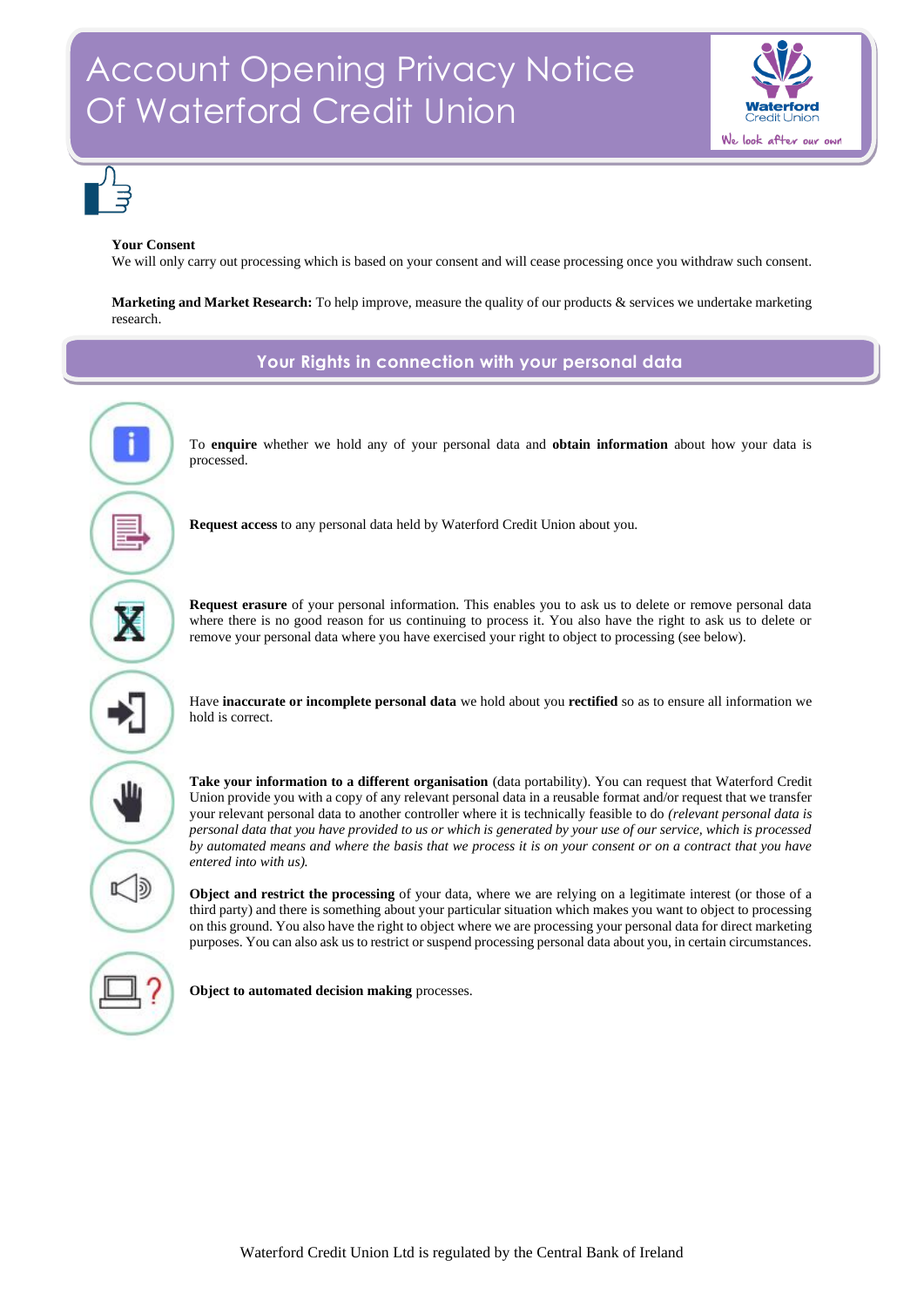# Account Opening Privacy Notice Of Waterford Credit Union

**Your Consent**
We will only carry out processing which is based on your consent and will cease processing once you withdraw such consent.

**Marketing and Market Research:** To help improve, measure the quality of our products & services we undertake marketing research.

## Your Rights in connection with your personal data

To **enquire** whether we hold any of your personal data and **obtain information** about how your data is processed.

**Request access** to any personal data held by Waterford Credit Union about you.

**Request erasure** of your personal information. This enables you to ask us to delete or remove personal data where there is no good reason for us continuing to process it. You also have the right to ask us to delete or remove your personal data where you have exercised your right to object to processing (see below).

Have **inaccurate or incomplete personal data** we hold about you **rectified** so as to ensure all information we hold is correct.

**Take your information to a different organisation** (data portability). You can request that Waterford Credit Union provide you with a copy of any relevant personal data in a reusable format and/or request that we transfer your relevant personal data to another controller where it is technically feasible to do *(relevant personal data is personal data that you have provided to us or which is generated by your use of our service, which is processed by automated means and where the basis that we process it is on your consent or on a contract that you have entered into with us).*

**Object and restrict the processing** of your data, where we are relying on a legitimate interest (or those of a third party) and there is something about your particular situation which makes you want to object to processing on this ground. You also have the right to object where we are processing your personal data for direct marketing purposes. You can also ask us to restrict or suspend processing personal data about you, in certain circumstances.

**Object to automated decision making** processes.

Waterford Credit Union Ltd is regulated by the Central Bank of Ireland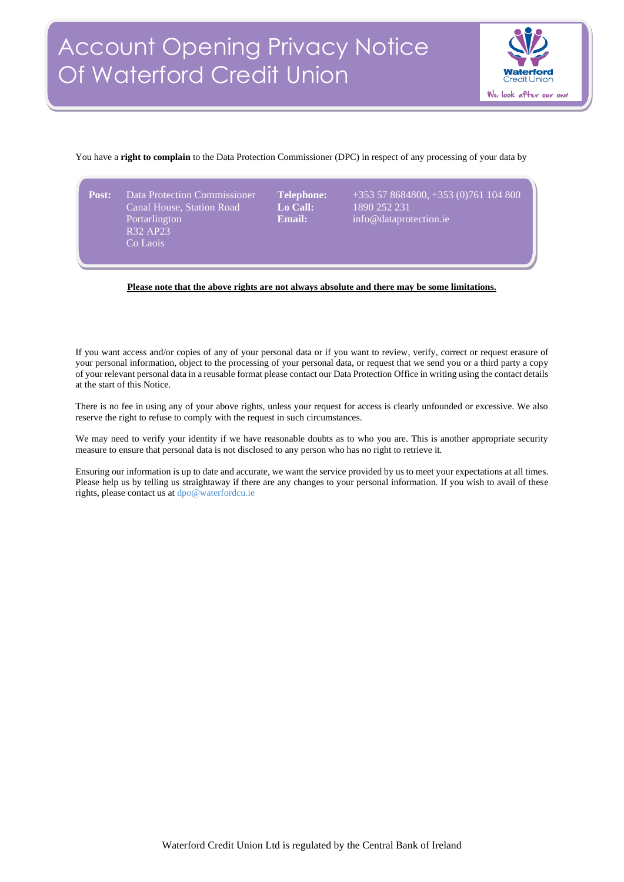# Account Opening Privacy Notice Of Waterford Credit Union

You have a **right to complain** to the Data Protection Commissioner (DPC) in respect of any processing of your data by

**Post:** Data Protection Commissioner
Canal House, Station Road
Portarlington
R32 AP23
Co Laois

**Telephone:** +353 57 8684800, +353 (0)761 104 800
**Lo Call:** 1890 252 231
**Email:** info@dataprotection.ie

**Please note that the above rights are not always absolute and there may be some limitations.**

If you want access and/or copies of any of your personal data or if you want to review, verify, correct or request erasure of your personal information, object to the processing of your personal data, or request that we send you or a third party a copy of your relevant personal data in a reusable format please contact our Data Protection Office in writing using the contact details at the start of this Notice.

There is no fee in using any of your above rights, unless your request for access is clearly unfounded or excessive. We also reserve the right to refuse to comply with the request in such circumstances.

We may need to verify your identity if we have reasonable doubts as to who you are. This is another appropriate security measure to ensure that personal data is not disclosed to any person who has no right to retrieve it.

Ensuring our information is up to date and accurate, we want the service provided by us to meet your expectations at all times. Please help us by telling us straightaway if there are any changes to your personal information. If you wish to avail of these rights, please contact us at dpo@waterfordcu.ie

Waterford Credit Union Ltd is regulated by the Central Bank of Ireland